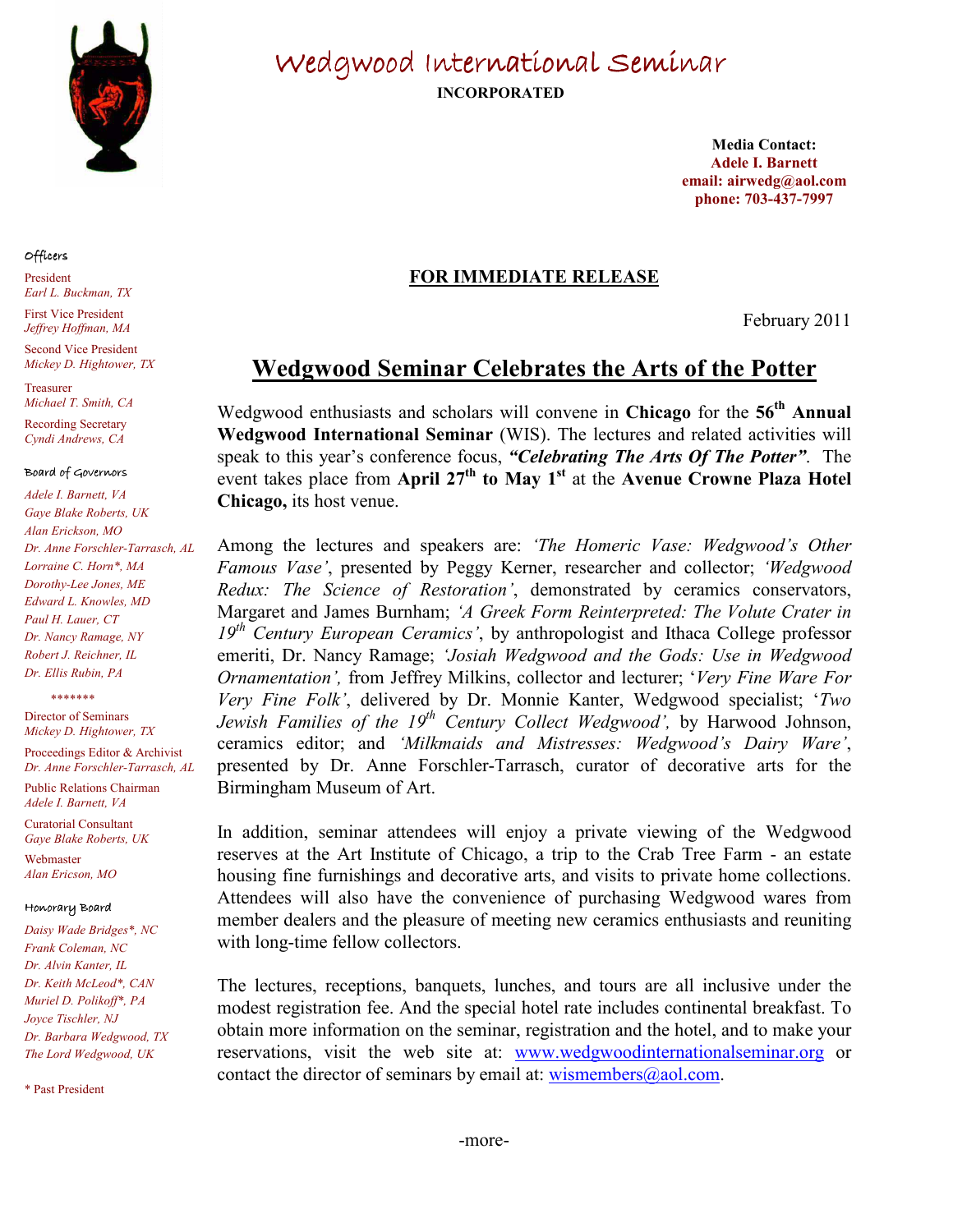# Wedgwood International Seminar

**INCORPORATED**

**Media Contact:**
**Adele I. Barnett**
**email: airwedg@aol.com**
**phone: 703-437-7997**

Officers

President
*Earl L. Buckman, TX*

First Vice President
*Jeffrey Hoffman, MA*

Second Vice President
*Mickey D. Hightower, TX*

Treasurer
*Michael T. Smith, CA*

Recording Secretary
*Cyndi Andrews, CA*

Board of Governors

*Adele I. Barnett, VA*
*Gaye Blake Roberts, UK*
*Alan Erickson, MO*
*Dr. Anne Forschler-Tarrasch, AL*
*Lorraine C. Horn*, MA*
*Dorothy-Lee Jones, ME*
*Edward L. Knowles, MD*
*Paul H. Lauer, CT*
*Dr. Nancy Ramage, NY*
*Robert J. Reichner, IL*
*Dr. Ellis Rubin, PA*

\*\*\*\*\*\*\*

Director of Seminars
*Mickey D. Hightower, TX*

Proceedings Editor & Archivist
*Dr. Anne Forschler-Tarrasch, AL*

Public Relations Chairman
*Adele I. Barnett, VA*

Curatorial Consultant
*Gaye Blake Roberts, UK*

Webmaster
*Alan Ericson, MO*

Honorary Board

*Daisy Wade Bridges*, NC*
*Frank Coleman, NC*
*Dr. Alvin Kanter, IL*
*Dr. Keith McLeod*, CAN*
*Muriel D. Polikoff*, PA*
*Joyce Tischler, NJ*
*Dr. Barbara Wedgwood, TX*
*The Lord Wedgwood, UK*

\* Past President

**FOR IMMEDIATE RELEASE**

February 2011

## Wedgwood Seminar Celebrates the Arts of the Potter

Wedgwood enthusiasts and scholars will convene in **Chicago** for the **56th Annual Wedgwood International Seminar** (WIS). The lectures and related activities will speak to this year's conference focus, ***"Celebrating The Arts Of The Potter"***. The event takes place from **April 27th to May 1st** at the **Avenue Crowne Plaza Hotel Chicago,** its host venue.

Among the lectures and speakers are: *'The Homeric Vase: Wedgwood's Other Famous Vase'*, presented by Peggy Kerner, researcher and collector; *'Wedgwood Redux: The Science of Restoration'*, demonstrated by ceramics conservators, Margaret and James Burnham; *'A Greek Form Reinterpreted: The Volute Crater in 19th Century European Ceramics'*, by anthropologist and Ithaca College professor emeriti, Dr. Nancy Ramage; *'Josiah Wedgwood and the Gods: Use in Wedgwood Ornamentation',* from Jeffrey Milkins, collector and lecturer; '*Very Fine Ware For Very Fine Folk'*, delivered by Dr. Monnie Kanter, Wedgwood specialist; '*Two Jewish Families of the 19th Century Collect Wedgwood',* by Harwood Johnson, ceramics editor; and *'Milkmaids and Mistresses: Wedgwood's Dairy Ware'*, presented by Dr. Anne Forschler-Tarrasch, curator of decorative arts for the Birmingham Museum of Art.

In addition, seminar attendees will enjoy a private viewing of the Wedgwood reserves at the Art Institute of Chicago, a trip to the Crab Tree Farm - an estate housing fine furnishings and decorative arts, and visits to private home collections. Attendees will also have the convenience of purchasing Wedgwood wares from member dealers and the pleasure of meeting new ceramics enthusiasts and reuniting with long-time fellow collectors.

The lectures, receptions, banquets, lunches, and tours are all inclusive under the modest registration fee. And the special hotel rate includes continental breakfast. To obtain more information on the seminar, registration and the hotel, and to make your reservations, visit the web site at: www.wedgwoodinternationalseminar.org or contact the director of seminars by email at: wismembers@aol.com.

-more-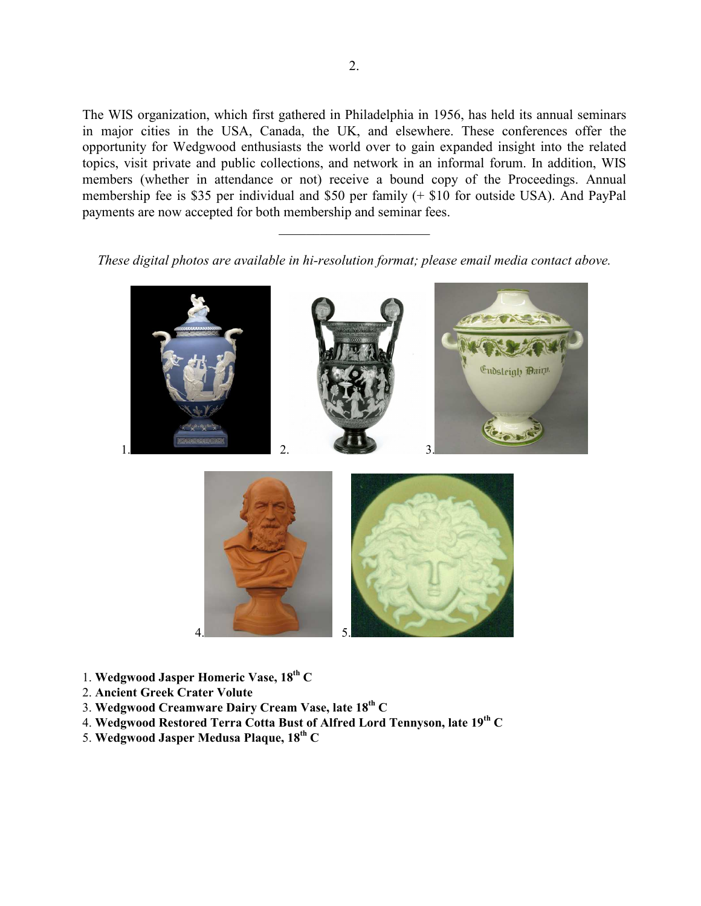The WIS organization, which first gathered in Philadelphia in 1956, has held its annual seminars in major cities in the USA, Canada, the UK, and elsewhere. These conferences offer the opportunity for Wedgwood enthusiasts the world over to gain expanded insight into the related topics, visit private and public collections, and network in an informal forum. In addition, WIS members (whether in attendance or not) receive a bound copy of the Proceedings. Annual membership fee is $35 per individual and $50 per family (+ $10 for outside USA). And PayPal payments are now accepted for both membership and seminar fees.

---

*These digital photos are available in hi-resolution format; please email media contact above.*

1. 2. 3.

4. 5.

1. **Wedgwood Jasper Homeric Vase, 18th C**
2. **Ancient Greek Crater Volute**
3. **Wedgwood Creamware Dairy Cream Vase, late 18th C**
4. **Wedgwood Restored Terra Cotta Bust of Alfred Lord Tennyson, late 19th C**
5. **Wedgwood Jasper Medusa Plaque, 18th C**